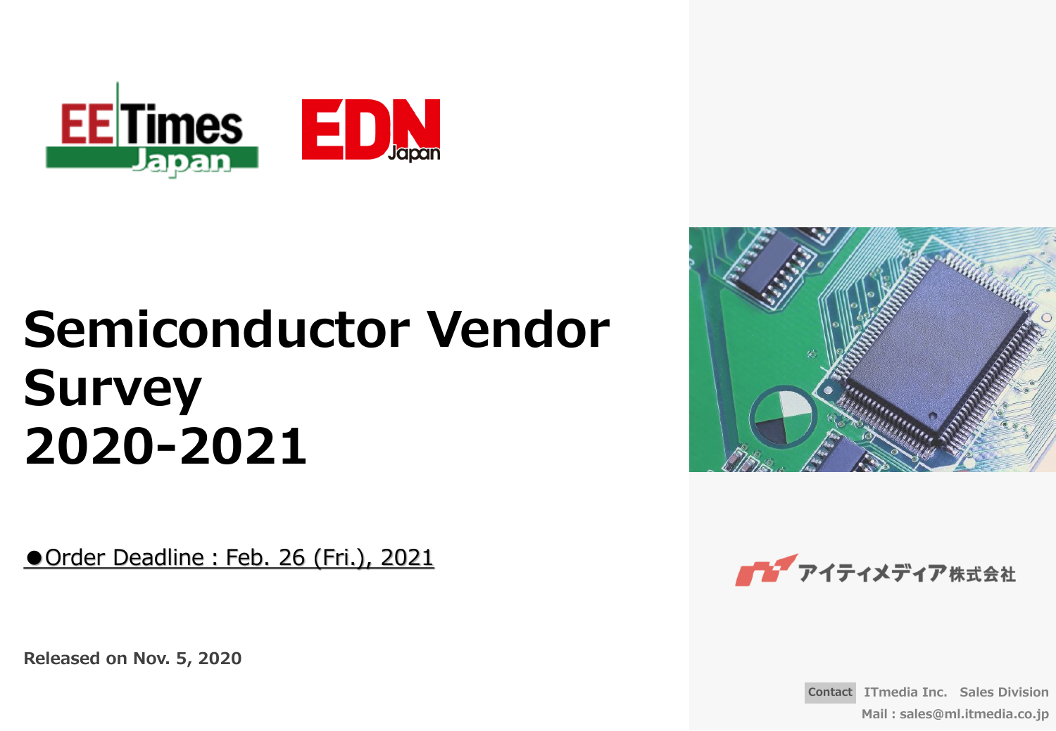# Semiconductor Vendor Survey 2020-2021

●Order Deadline : Feb. 26 (Fri.), 2021

**Released on Nov. 5, 2020**

アイティメディア株式会社

Contact ITmedia Inc. Sales Division

Mail : sales@ml.itmedia.co.jp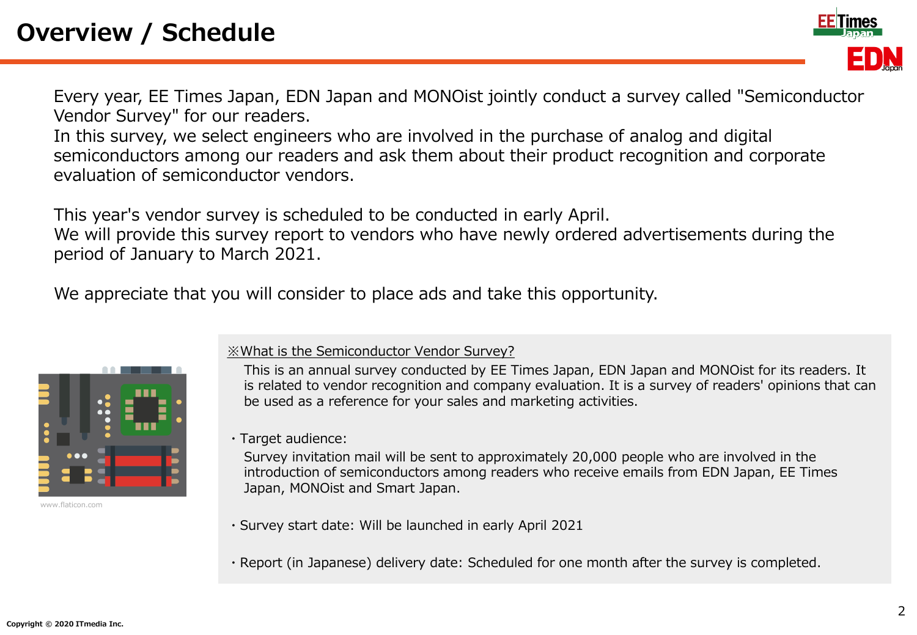# Overview / Schedule

Every year, EE Times Japan, EDN Japan and MONOist jointly conduct a survey called "Semiconductor Vendor Survey" for our readers.
In this survey, we select engineers who are involved in the purchase of analog and digital semiconductors among our readers and ask them about their product recognition and corporate evaluation of semiconductor vendors.

This year's vendor survey is scheduled to be conducted in early April.
We will provide this survey report to vendors who have newly ordered advertisements during the period of January to March 2021.

We appreciate that you will consider to place ads and take this opportunity.

www.flaticon.com

※What is the Semiconductor Vendor Survey?

This is an annual survey conducted by EE Times Japan, EDN Japan and MONOist for its readers. It is related to vendor recognition and company evaluation. It is a survey of readers' opinions that can be used as a reference for your sales and marketing activities.

・Target audience:

Survey invitation mail will be sent to approximately 20,000 people who are involved in the introduction of semiconductors among readers who receive emails from EDN Japan, EE Times Japan, MONOist and Smart Japan.

・Survey start date: Will be launched in early April 2021

・Report (in Japanese) delivery date: Scheduled for one month after the survey is completed.

Copyright © 2020 ITmedia Inc.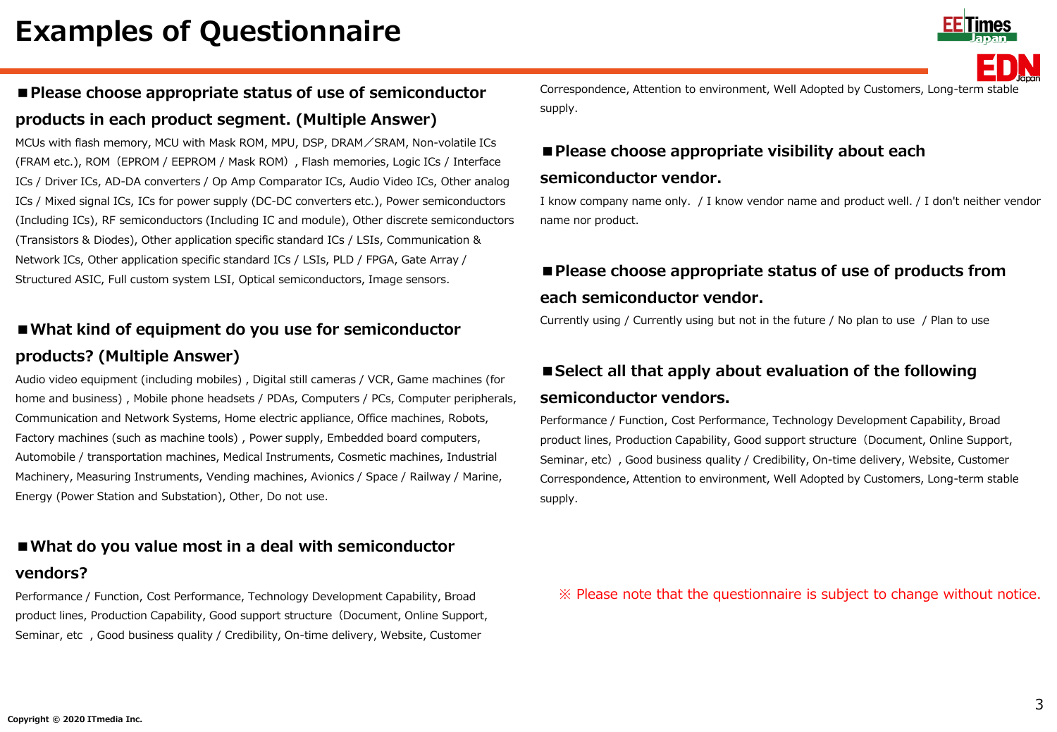# Examples of Questionnaire

### ■Please choose appropriate status of use of semiconductor products in each product segment. (Multiple Answer)

MCUs with flash memory, MCU with Mask ROM, MPU, DSP, DRAM／SRAM, Non-volatile ICs (FRAM etc.), ROM（EPROM / EEPROM / Mask ROM）, Flash memories, Logic ICs / Interface ICs / Driver ICs, AD-DA converters / Op Amp Comparator ICs, Audio Video ICs, Other analog ICs / Mixed signal ICs, ICs for power supply (DC-DC converters etc.), Power semiconductors (Including ICs), RF semiconductors (Including IC and module), Other discrete semiconductors (Transistors & Diodes), Other application specific standard ICs / LSIs, Communication & Network ICs, Other application specific standard ICs / LSIs, PLD / FPGA, Gate Array / Structured ASIC, Full custom system LSI, Optical semiconductors, Image sensors.

### ■What kind of equipment do you use for semiconductor products? (Multiple Answer)

Audio video equipment (including mobiles) , Digital still cameras / VCR, Game machines (for home and business) , Mobile phone headsets / PDAs, Computers / PCs, Computer peripherals, Communication and Network Systems, Home electric appliance, Office machines, Robots, Factory machines (such as machine tools) , Power supply, Embedded board computers, Automobile / transportation machines, Medical Instruments, Cosmetic machines, Industrial Machinery, Measuring Instruments, Vending machines, Avionics / Space / Railway / Marine, Energy (Power Station and Substation), Other, Do not use.

### ■What do you value most in a deal with semiconductor vendors?

Performance / Function, Cost Performance, Technology Development Capability, Broad product lines, Production Capability, Good support structure（Document, Online Support, Seminar, etc ）, Good business quality / Credibility, On-time delivery, Website, Customer Correspondence, Attention to environment, Well Adopted by Customers, Long-term stable supply.

### ■Please choose appropriate visibility about each semiconductor vendor.

I know company name only. / I know vendor name and product well. / I don't neither vendor name nor product.

### ■Please choose appropriate status of use of products from each semiconductor vendor.

Currently using / Currently using but not in the future / No plan to use / Plan to use

### ■Select all that apply about evaluation of the following semiconductor vendors.

Performance / Function, Cost Performance, Technology Development Capability, Broad product lines, Production Capability, Good support structure（Document, Online Support, Seminar, etc）, Good business quality / Credibility, On-time delivery, Website, Customer Correspondence, Attention to environment, Well Adopted by Customers, Long-term stable supply.

※ Please note that the questionnaire is subject to change without notice.

Copyright © 2020 ITmedia Inc.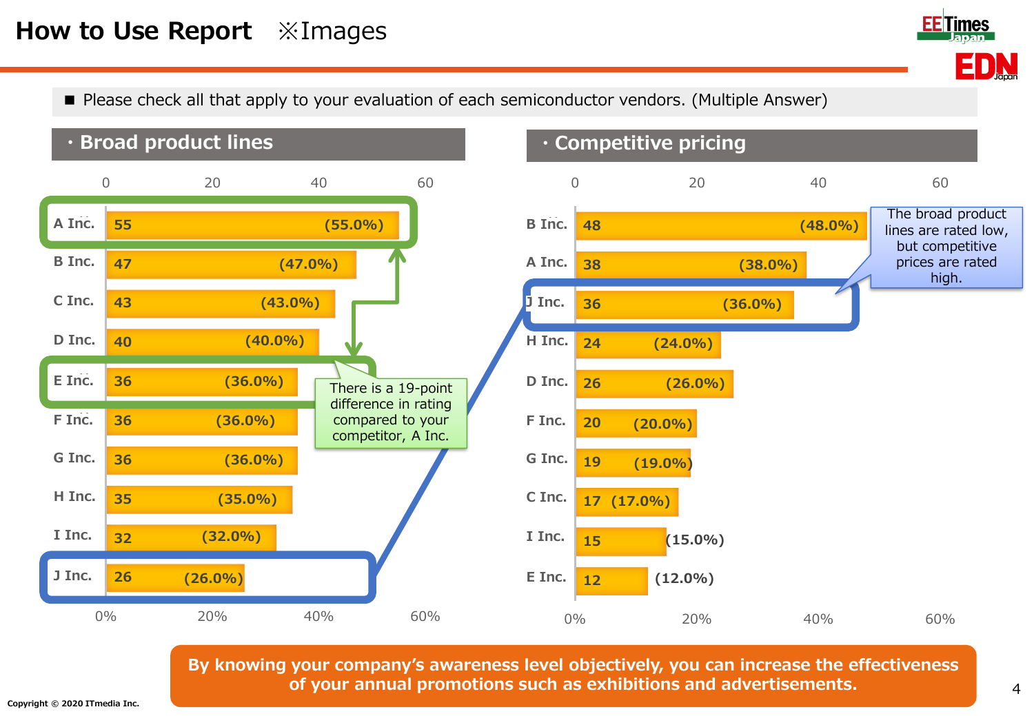# How to Use Report ※Images

■ Please check all that apply to your evaluation of each semiconductor vendors. (Multiple Answer)

### ・Broad product lines

| Company | Count | Percentage |
|---|---|---|
| A Inc. | 55 | (55.0%) |
| B Inc. | 47 | (47.0%) |
| C Inc. | 43 | (43.0%) |
| D Inc. | 40 | (40.0%) |
| E Inc. | 36 | (36.0%) |
| F Inc. | 36 | (36.0%) |
| G Inc. | 36 | (36.0%) |
| H Inc. | 35 | (35.0%) |
| I Inc. | 32 | (32.0%) |
| J Inc. | 26 | (26.0%) |

There is a 19-point difference in rating compared to your competitor, A Inc.

### ・Competitive pricing

| Company | Count | Percentage |
|---|---|---|
| B Inc. | 48 | (48.0%) |
| A Inc. | 38 | (38.0%) |
| J Inc. | 36 | (36.0%) |
| H Inc. | 24 | (24.0%) |
| D Inc. | 26 | (26.0%) |
| F Inc. | 20 | (20.0%) |
| G Inc. | 19 | (19.0%) |
| C Inc. | 17 | (17.0%) |
| I Inc. | 15 | (15.0%) |
| E Inc. | 12 | (12.0%) |

The broad product lines are rated low, but competitive prices are rated high.

**By knowing your company's awareness level objectively, you can increase the effectiveness of your annual promotions such as exhibitions and advertisements.**

Copyright © 2020 ITmedia Inc.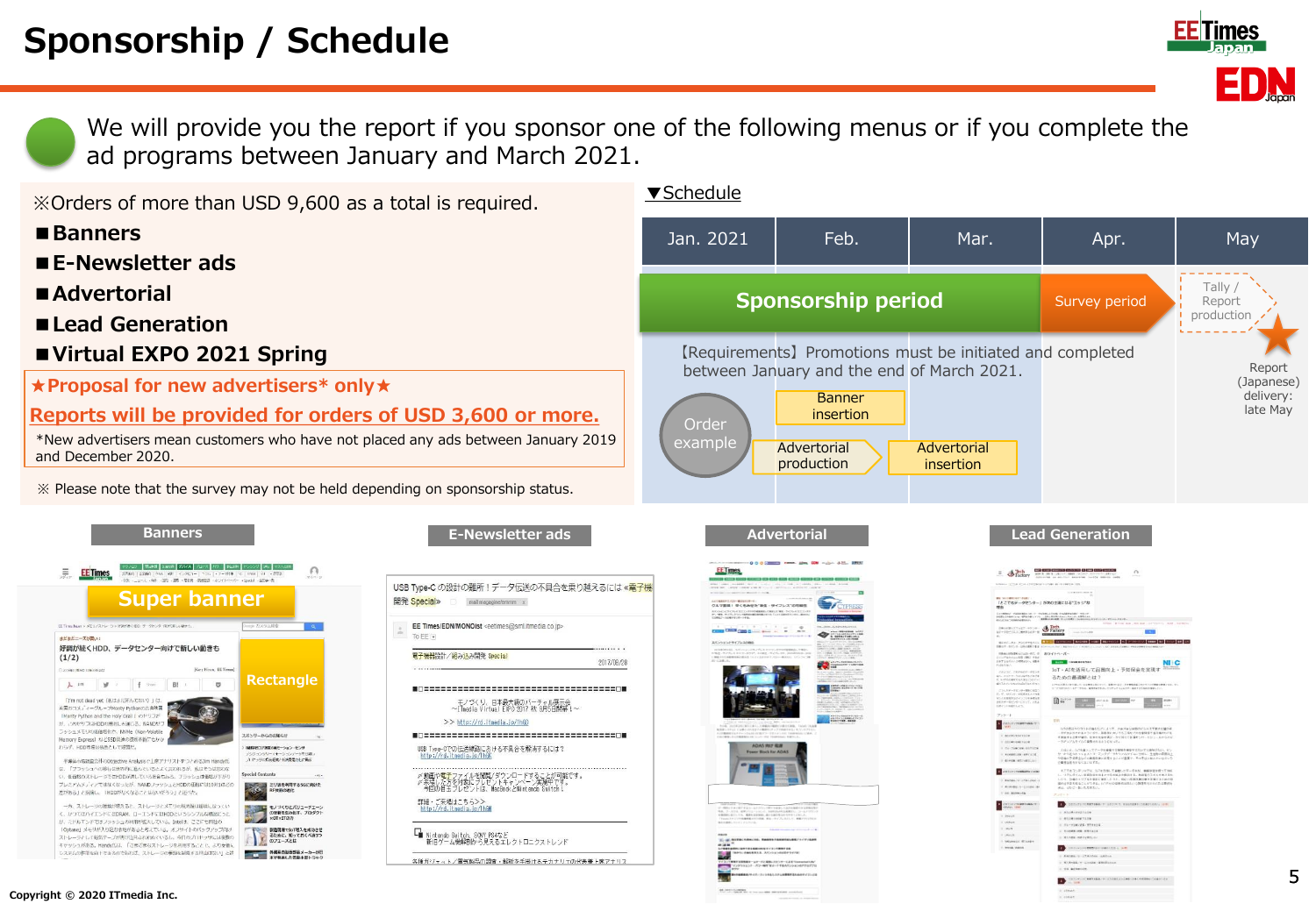# Sponsorship / Schedule

We will provide you the report if you sponsor one of the following menus or if you complete the ad programs between January and March 2021.

※Orders of more than USD 9,600 as a total is required.

- ■**Banners**
- ■**E-Newsletter ads**
- ■**Advertorial**
- ■**Lead Generation**
- ■**Virtual EXPO 2021 Spring**

★Proposal for new advertisers* only★

**Reports will be provided for orders of USD 3,600 or more.**

*New advertisers mean customers who have not placed any ads between January 2019 and December 2020.

※ Please note that the survey may not be held depending on sponsorship status.

▼Schedule

| Jan. 2021 | Feb. | Mar. | Apr. | May |
|---|---|---|---|---|
| Sponsorship period | | | Survey period | Tally / Report production |

【Requirements】Promotions must be initiated and completed between January and the end of March 2021.

Report (Japanese) delivery: late May

Order example:
- Banner insertion
- Advertorial production → Advertorial insertion

Banners — Super banner, Rectangle

E-Newsletter ads

Advertorial

Lead Generation

Copyright © 2020 ITmedia Inc.